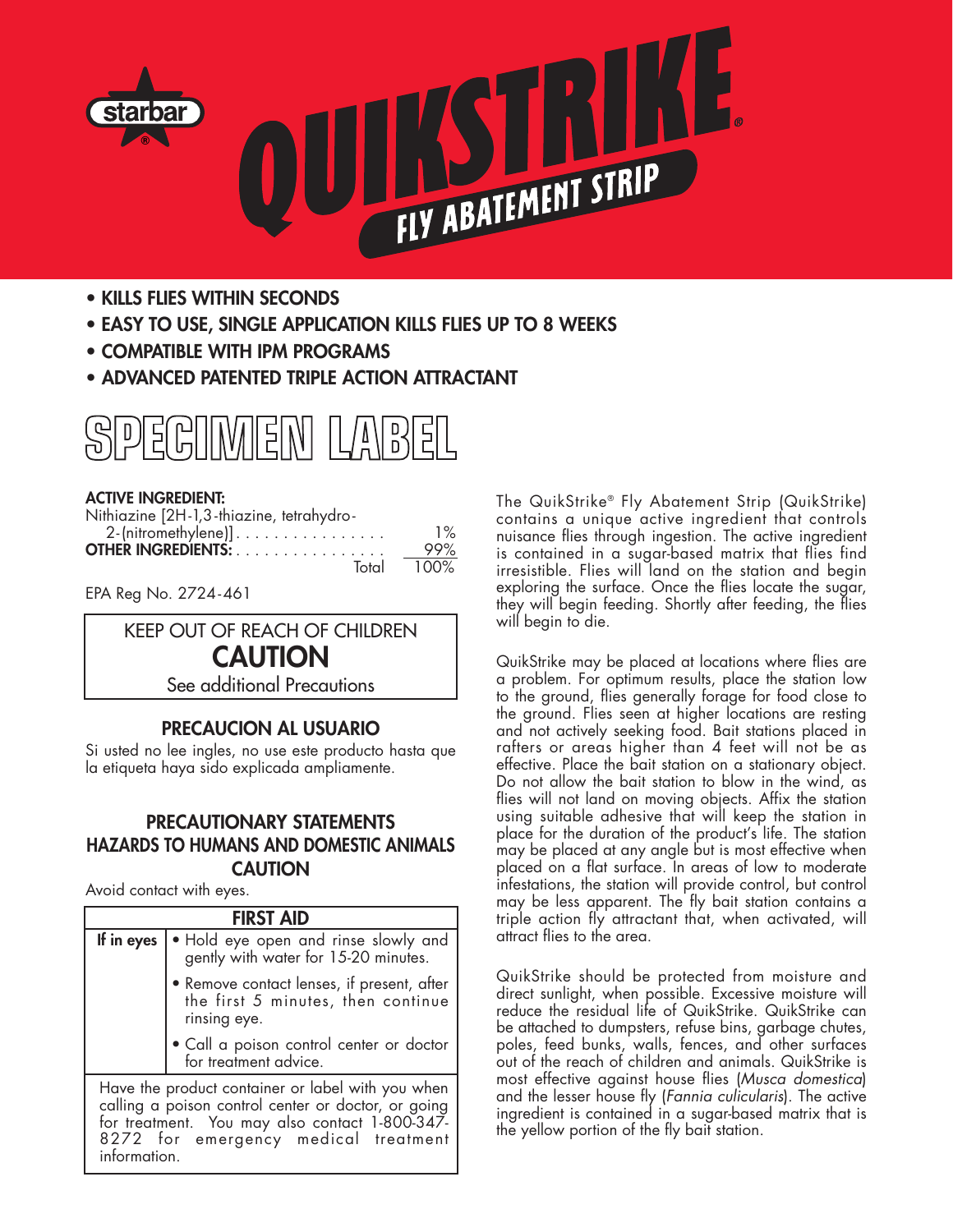starbar®

# QUIKSTRIKE®

## FLY ABATEMENT STRIP

- **KILLS FLIES WITHIN SECONDS**
- **EASY TO USE, SINGLE APPLICATION KILLS FLIES UP TO 8 WEEKS**
- **COMPATIBLE WITH IPM PROGRAMS**
- **ADVANCED PATENTED TRIPLE ACTION ATTRACTANT**

# SPECIMEN LABEL

**ACTIVE INGREDIENT:**

| | |
|---|---|
| Nithiazine [2H-1,3-thiazine, tetrahydro-2-(nitromethylene)] | 1% |
| **OTHER INGREDIENTS:** | 99% |
| Total | 100% |

EPA Reg No. 2724-461

KEEP OUT OF REACH OF CHILDREN
**CAUTION**
See additional Precautions

### PRECAUCION AL USUARIO

Si usted no lee ingles, no use este producto hasta que la etiqueta haya sido explicada ampliamente.

### PRECAUTIONARY STATEMENTS
### HAZARDS TO HUMANS AND DOMESTIC ANIMALS
### CAUTION

Avoid contact with eyes.

| FIRST AID | |
|---|---|
| **If in eyes** | • Hold eye open and rinse slowly and gently with water for 15-20 minutes.<br>• Remove contact lenses, if present, after the first 5 minutes, then continue rinsing eye.<br>• Call a poison control center or doctor for treatment advice. |
| Have the product container or label with you when calling a poison control center or doctor, or going for treatment. You may also contact 1-800-347-8272 for emergency medical treatment information. | |

The QuikStrike® Fly Abatement Strip (QuikStrike) contains a unique active ingredient that controls nuisance flies through ingestion. The active ingredient is contained in a sugar-based matrix that flies find irresistible. Flies will land on the station and begin exploring the surface. Once the flies locate the sugar, they will begin feeding. Shortly after feeding, the flies will begin to die.

QuikStrike may be placed at locations where flies are a problem. For optimum results, place the station low to the ground, flies generally forage for food close to the ground. Flies seen at higher locations are resting and not actively seeking food. Bait stations placed in rafters or areas higher than 4 feet will not be as effective. Place the bait station on a stationary object. Do not allow the bait station to blow in the wind, as flies will not land on moving objects. Affix the station using suitable adhesive that will keep the station in place for the duration of the product's life. The station may be placed at any angle but is most effective when placed on a flat surface. In areas of low to moderate infestations, the station will provide control, but control may be less apparent. The fly bait station contains a triple action fly attractant that, when activated, will attract flies to the area.

QuikStrike should be protected from moisture and direct sunlight, when possible. Excessive moisture will reduce the residual life of QuikStrike. QuikStrike can be attached to dumpsters, refuse bins, garbage chutes, poles, feed bunks, walls, fences, and other surfaces out of the reach of children and animals. QuikStrike is most effective against house flies (*Musca domestica*) and the lesser house fly (*Fannia culicularis*). The active ingredient is contained in a sugar-based matrix that is the yellow portion of the fly bait station.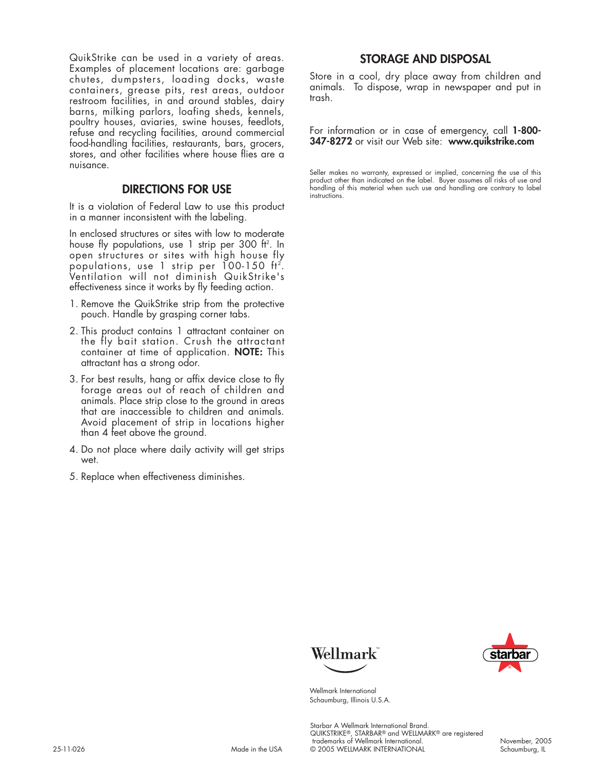QuikStrike can be used in a variety of areas. Examples of placement locations are: garbage chutes, dumpsters, loading docks, waste containers, grease pits, rest areas, outdoor restroom facilities, in and around stables, dairy barns, milking parlors, loafing sheds, kennels, poultry houses, aviaries, swine houses, feedlots, refuse and recycling facilities, around commercial food-handling facilities, restaurants, bars, grocers, stores, and other facilities where house flies are a nuisance.

## DIRECTIONS FOR USE

It is a violation of Federal Law to use this product in a manner inconsistent with the labeling.

In enclosed structures or sites with low to moderate house fly populations, use 1 strip per 300 ft$^2$. In open structures or sites with high house fly populations, use 1 strip per 100-150 ft$^2$. Ventilation will not diminish QuikStrike's effectiveness since it works by fly feeding action.

1. Remove the QuikStrike strip from the protective pouch. Handle by grasping corner tabs.
2. This product contains 1 attractant container on the fly bait station. Crush the attractant container at time of application. **NOTE:** This attractant has a strong odor.
3. For best results, hang or affix device close to fly forage areas out of reach of children and animals. Place strip close to the ground in areas that are inaccessible to children and animals. Avoid placement of strip in locations higher than 4 feet above the ground.
4. Do not place where daily activity will get strips wet.
5. Replace when effectiveness diminishes.

## STORAGE AND DISPOSAL

Store in a cool, dry place away from children and animals. To dispose, wrap in newspaper and put in trash.

For information or in case of emergency, call **1-800-347-8272** or visit our Web site: **www.quikstrike.com**

Seller makes no warranty, expressed or implied, concerning the use of this product other than indicated on the label. Buyer assumes all risks of use and handling of this material when such use and handling are contrary to label instructions.

Wellmark™

starbar®

Wellmark International
Schaumburg, Illinois U.S.A.

Starbar A Wellmark International Brand.
QUIKSTRIKE®, STARBAR® and WELLMARK® are registered trademarks of Wellmark International.
© 2005 WELLMARK INTERNATIONAL

November, 2005
Schaumburg, IL

25-11-026

Made in the USA